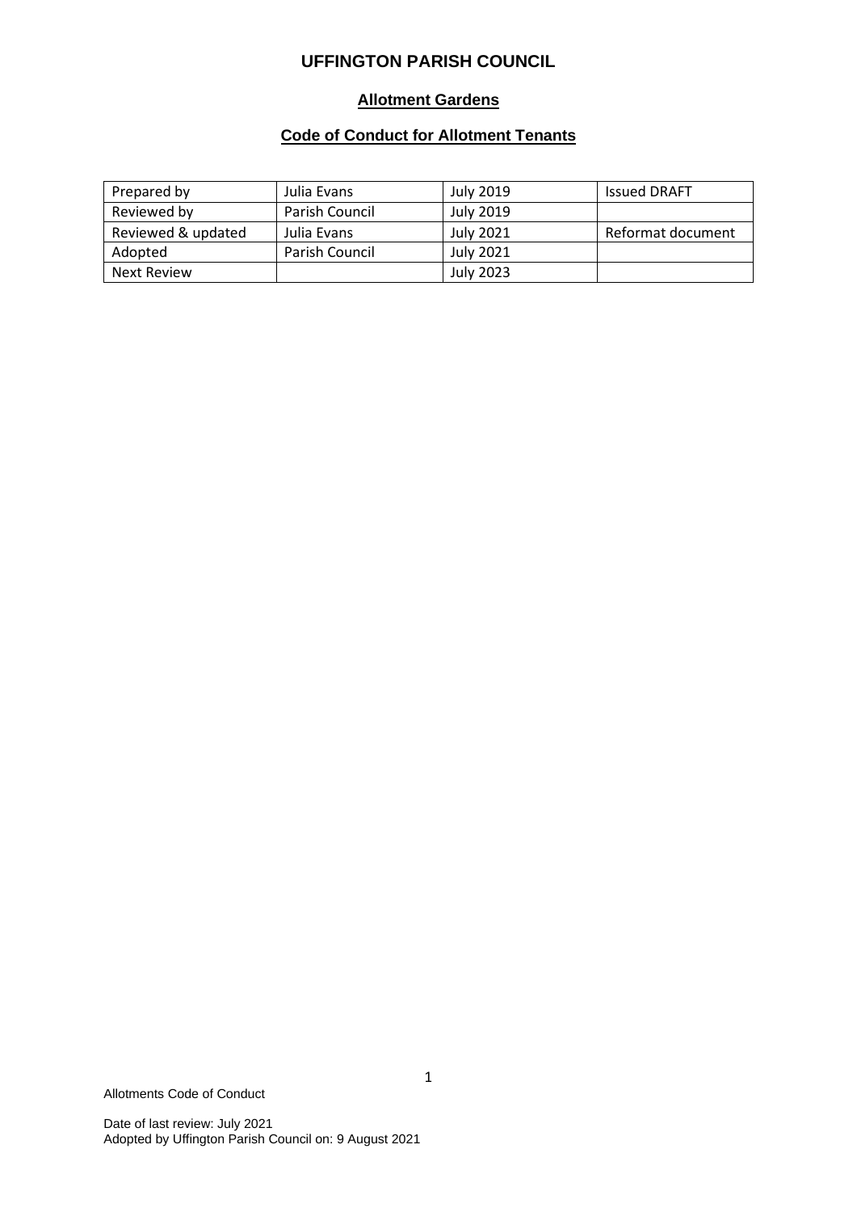# UFFINGTON PARISH COUNCIL

## Allotment Gardens

## Code of Conduct for Allotment Tenants

| Prepared by | Julia Evans | July 2019 | Issued DRAFT |
|---|---|---|---|
| Reviewed by | Parish Council | July 2019 | |
| Reviewed & updated | Julia Evans | July 2021 | Reformat document |
| Adopted | Parish Council | July 2021 | |
| Next Review | | July 2023 | |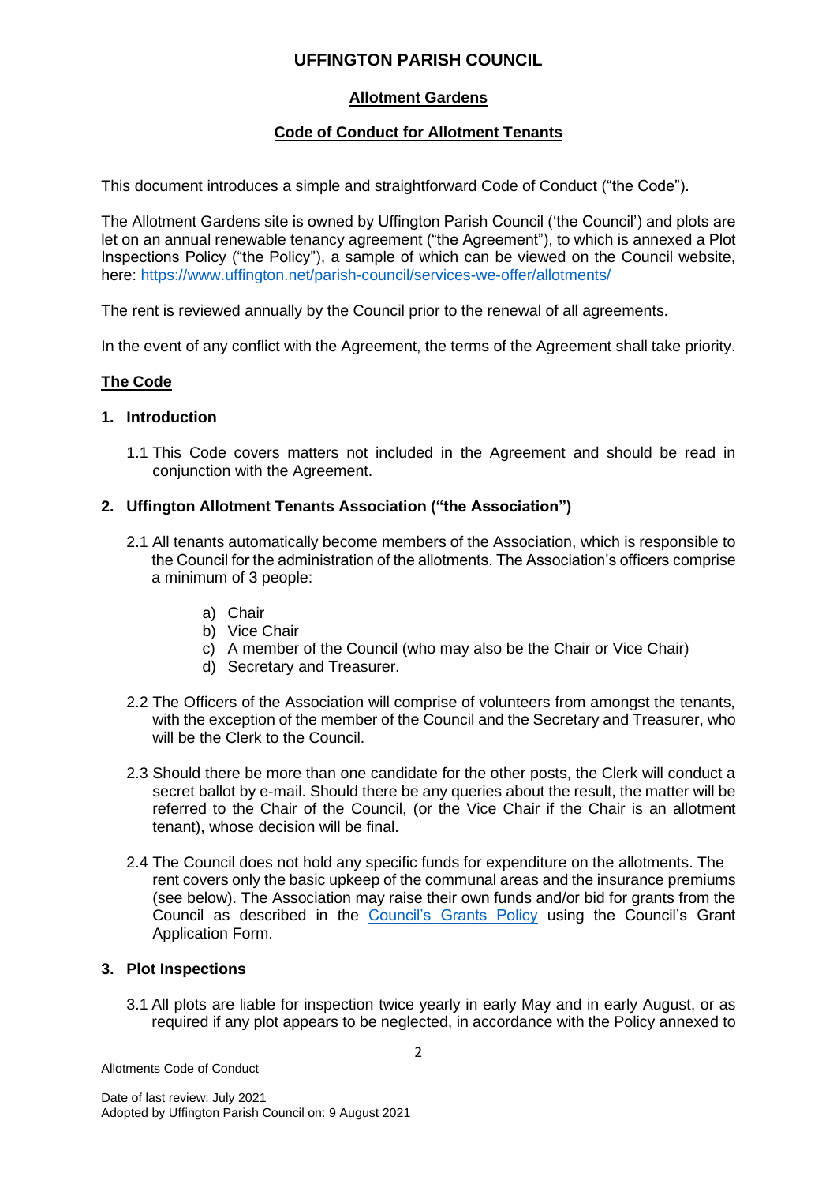# UFFINGTON PARISH COUNCIL

## Allotment Gardens

## Code of Conduct for Allotment Tenants

This document introduces a simple and straightforward Code of Conduct ("the Code").

The Allotment Gardens site is owned by Uffington Parish Council ('the Council') and plots are let on an annual renewable tenancy agreement ("the Agreement"), to which is annexed a Plot Inspections Policy ("the Policy"), a sample of which can be viewed on the Council website, here: [https://www.uffington.net/parish-council/services-we-offer/allotments/](https://www.uffington.net/parish-council/services-we-offer/allotments/)

The rent is reviewed annually by the Council prior to the renewal of all agreements.

In the event of any conflict with the Agreement, the terms of the Agreement shall take priority.

### The Code

#### 1. Introduction

1.1 This Code covers matters not included in the Agreement and should be read in conjunction with the Agreement.

#### 2. Uffington Allotment Tenants Association ("the Association")

2.1 All tenants automatically become members of the Association, which is responsible to the Council for the administration of the allotments. The Association's officers comprise a minimum of 3 people:

a) Chair
b) Vice Chair
c) A member of the Council (who may also be the Chair or Vice Chair)
d) Secretary and Treasurer.

2.2 The Officers of the Association will comprise of volunteers from amongst the tenants, with the exception of the member of the Council and the Secretary and Treasurer, who will be the Clerk to the Council.

2.3 Should there be more than one candidate for the other posts, the Clerk will conduct a secret ballot by e-mail. Should there be any queries about the result, the matter will be referred to the Chair of the Council, (or the Vice Chair if the Chair is an allotment tenant), whose decision will be final.

2.4 The Council does not hold any specific funds for expenditure on the allotments. The rent covers only the basic upkeep of the communal areas and the insurance premiums (see below). The Association may raise their own funds and/or bid for grants from the Council as described in the Council's Grants Policy using the Council's Grant Application Form.

#### 3. Plot Inspections

3.1 All plots are liable for inspection twice yearly in early May and in early August, or as required if any plot appears to be neglected, in accordance with the Policy annexed to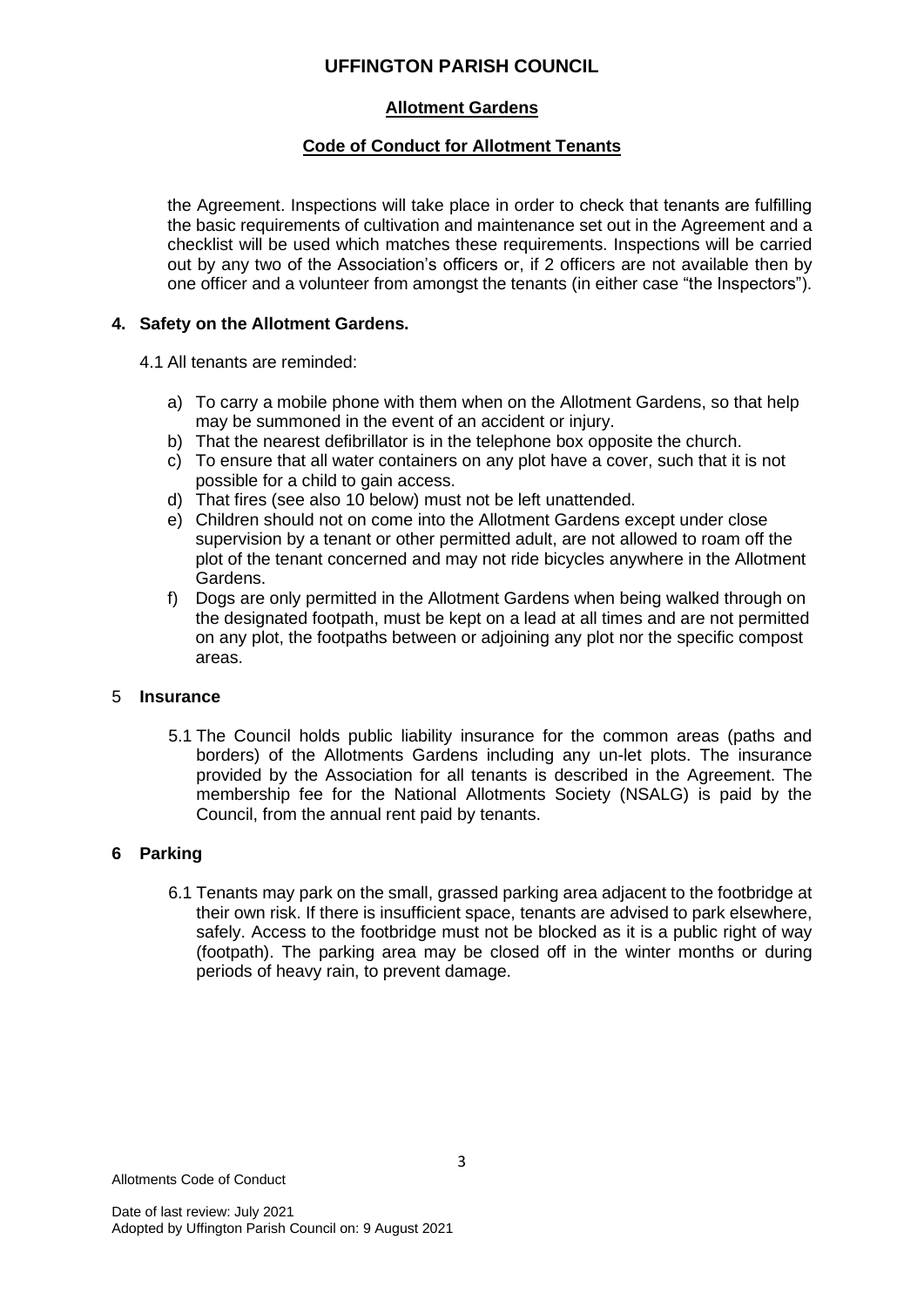the Agreement. Inspections will take place in order to check that tenants are fulfilling the basic requirements of cultivation and maintenance set out in the Agreement and a checklist will be used which matches these requirements. Inspections will be carried out by any two of the Association's officers or, if 2 officers are not available then by one officer and a volunteer from amongst the tenants (in either case "the Inspectors").

## 4. Safety on the Allotment Gardens.

4.1 All tenants are reminded:

a) To carry a mobile phone with them when on the Allotment Gardens, so that help may be summoned in the event of an accident or injury.
b) That the nearest defibrillator is in the telephone box opposite the church.
c) To ensure that all water containers on any plot have a cover, such that it is not possible for a child to gain access.
d) That fires (see also 10 below) must not be left unattended.
e) Children should not on come into the Allotment Gardens except under close supervision by a tenant or other permitted adult, are not allowed to roam off the plot of the tenant concerned and may not ride bicycles anywhere in the Allotment Gardens.
f) Dogs are only permitted in the Allotment Gardens when being walked through on the designated footpath, must be kept on a lead at all times and are not permitted on any plot, the footpaths between or adjoining any plot nor the specific compost areas.

## 5 Insurance

5.1 The Council holds public liability insurance for the common areas (paths and borders) of the Allotments Gardens including any un-let plots. The insurance provided by the Association for all tenants is described in the Agreement. The membership fee for the National Allotments Society (NSALG) is paid by the Council, from the annual rent paid by tenants.

## 6 Parking

6.1 Tenants may park on the small, grassed parking area adjacent to the footbridge at their own risk. If there is insufficient space, tenants are advised to park elsewhere, safely. Access to the footbridge must not be blocked as it is a public right of way (footpath). The parking area may be closed off in the winter months or during periods of heavy rain, to prevent damage.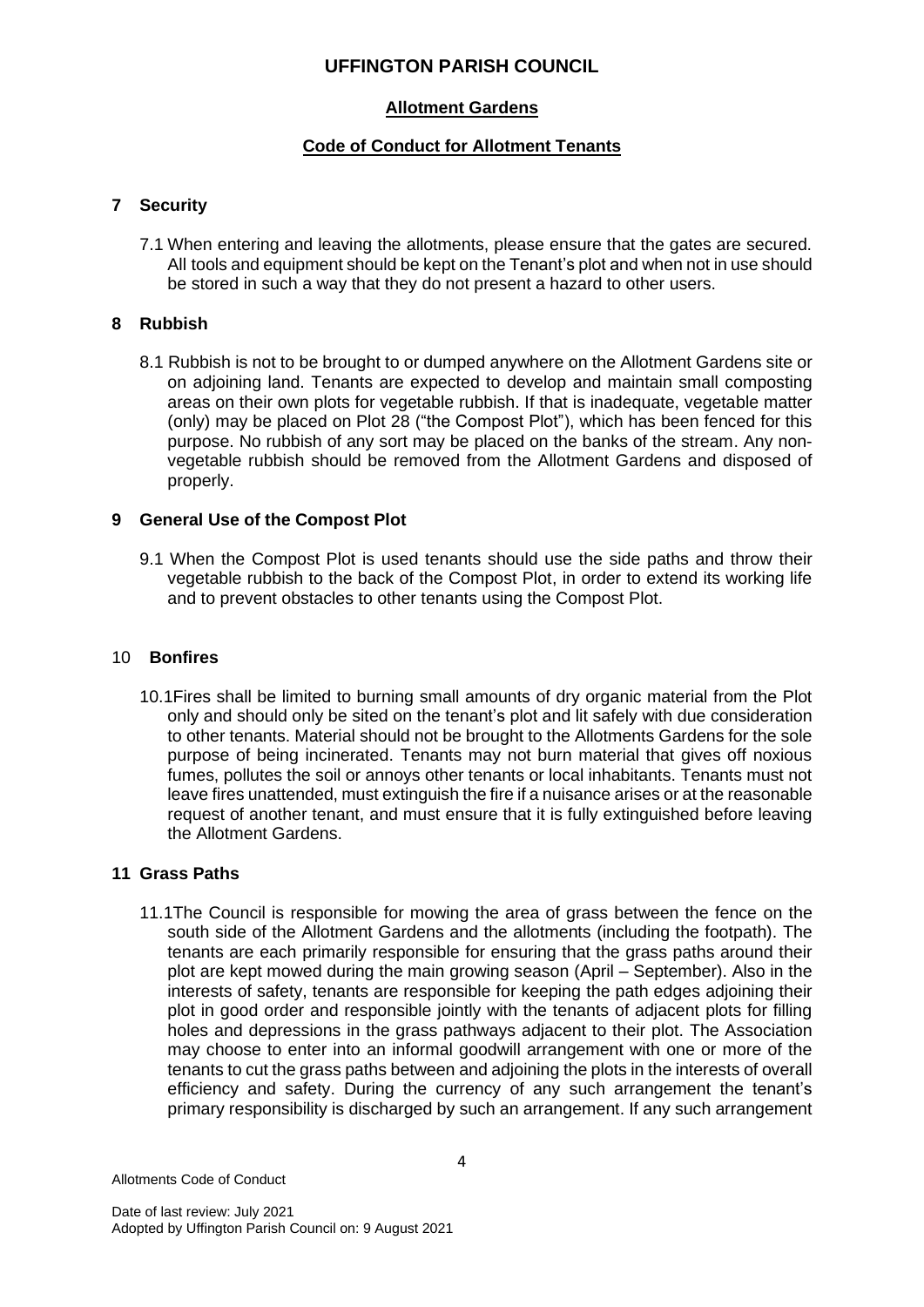# UFFINGTON PARISH COUNCIL

## Allotment Gardens

## Code of Conduct for Allotment Tenants

### 7 Security

7.1 When entering and leaving the allotments, please ensure that the gates are secured. All tools and equipment should be kept on the Tenant's plot and when not in use should be stored in such a way that they do not present a hazard to other users.

### 8 Rubbish

8.1 Rubbish is not to be brought to or dumped anywhere on the Allotment Gardens site or on adjoining land. Tenants are expected to develop and maintain small composting areas on their own plots for vegetable rubbish. If that is inadequate, vegetable matter (only) may be placed on Plot 28 ("the Compost Plot"), which has been fenced for this purpose. No rubbish of any sort may be placed on the banks of the stream. Any non-vegetable rubbish should be removed from the Allotment Gardens and disposed of properly.

### 9 General Use of the Compost Plot

9.1 When the Compost Plot is used tenants should use the side paths and throw their vegetable rubbish to the back of the Compost Plot, in order to extend its working life and to prevent obstacles to other tenants using the Compost Plot.

### 10 Bonfires

10.1Fires shall be limited to burning small amounts of dry organic material from the Plot only and should only be sited on the tenant's plot and lit safely with due consideration to other tenants. Material should not be brought to the Allotments Gardens for the sole purpose of being incinerated. Tenants may not burn material that gives off noxious fumes, pollutes the soil or annoys other tenants or local inhabitants. Tenants must not leave fires unattended, must extinguish the fire if a nuisance arises or at the reasonable request of another tenant, and must ensure that it is fully extinguished before leaving the Allotment Gardens.

### 11 Grass Paths

11.1The Council is responsible for mowing the area of grass between the fence on the south side of the Allotment Gardens and the allotments (including the footpath). The tenants are each primarily responsible for ensuring that the grass paths around their plot are kept mowed during the main growing season (April – September). Also in the interests of safety, tenants are responsible for keeping the path edges adjoining their plot in good order and responsible jointly with the tenants of adjacent plots for filling holes and depressions in the grass pathways adjacent to their plot. The Association may choose to enter into an informal goodwill arrangement with one or more of the tenants to cut the grass paths between and adjoining the plots in the interests of overall efficiency and safety. During the currency of any such arrangement the tenant's primary responsibility is discharged by such an arrangement. If any such arrangement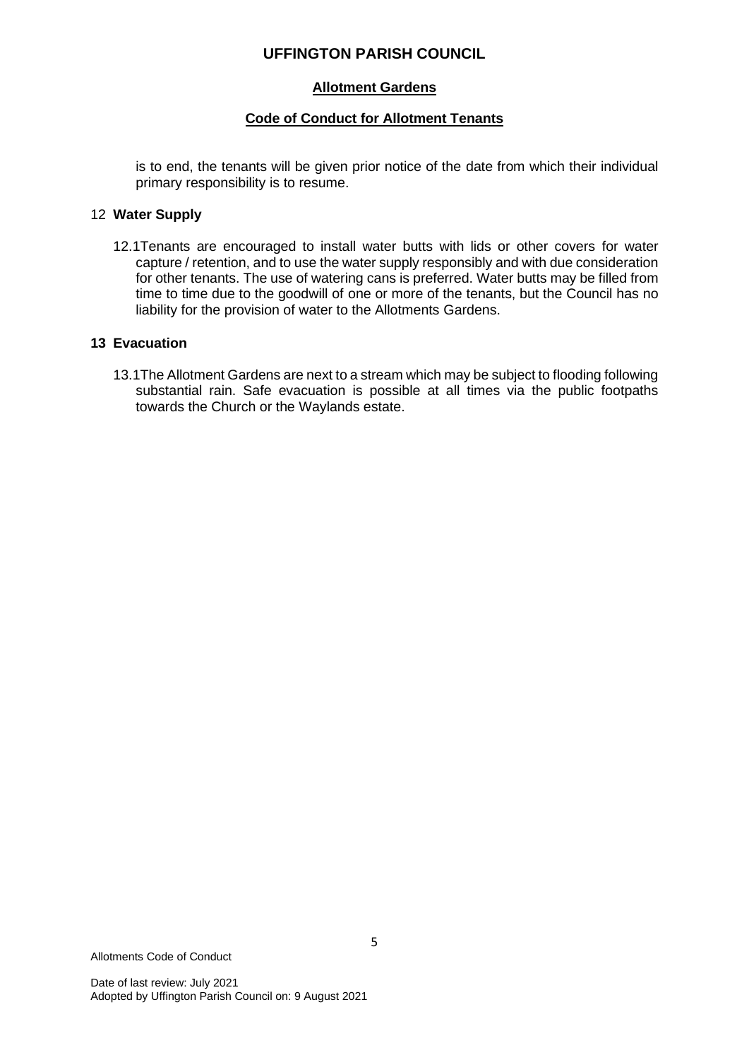is to end, the tenants will be given prior notice of the date from which their individual primary responsibility is to resume.

## 12 Water Supply

12.1 Tenants are encouraged to install water butts with lids or other covers for water capture / retention, and to use the water supply responsibly and with due consideration for other tenants. The use of watering cans is preferred. Water butts may be filled from time to time due to the goodwill of one or more of the tenants, but the Council has no liability for the provision of water to the Allotments Gardens.

## 13 Evacuation

13.1 The Allotment Gardens are next to a stream which may be subject to flooding following substantial rain. Safe evacuation is possible at all times via the public footpaths towards the Church or the Waylands estate.